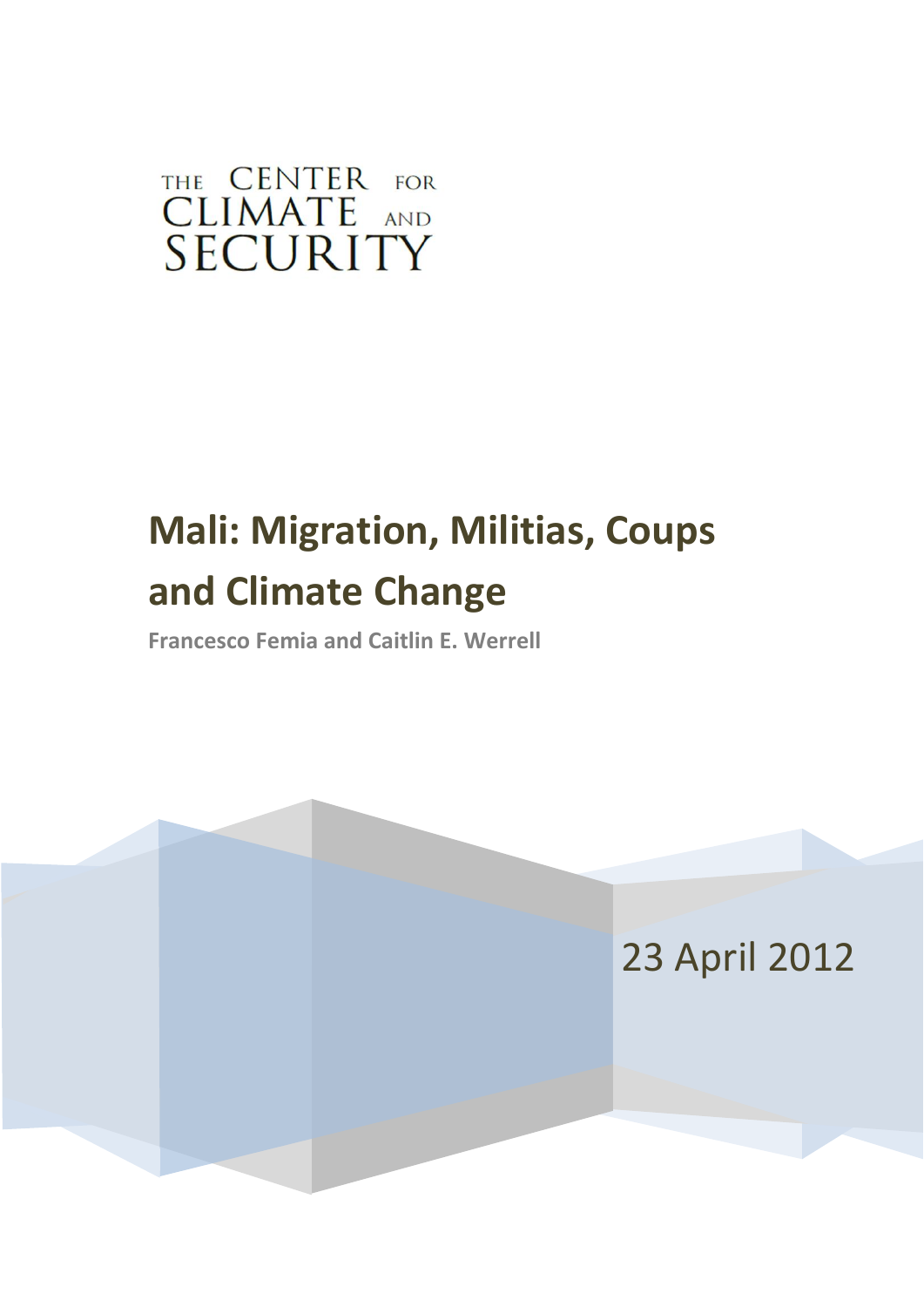THE CENTER FOR CLIMATE AND SECURITY

# Mali: Migration, Militias, Coups and Climate Change

**Francesco Femia and Caitlin E. Werrell**

23 April 2012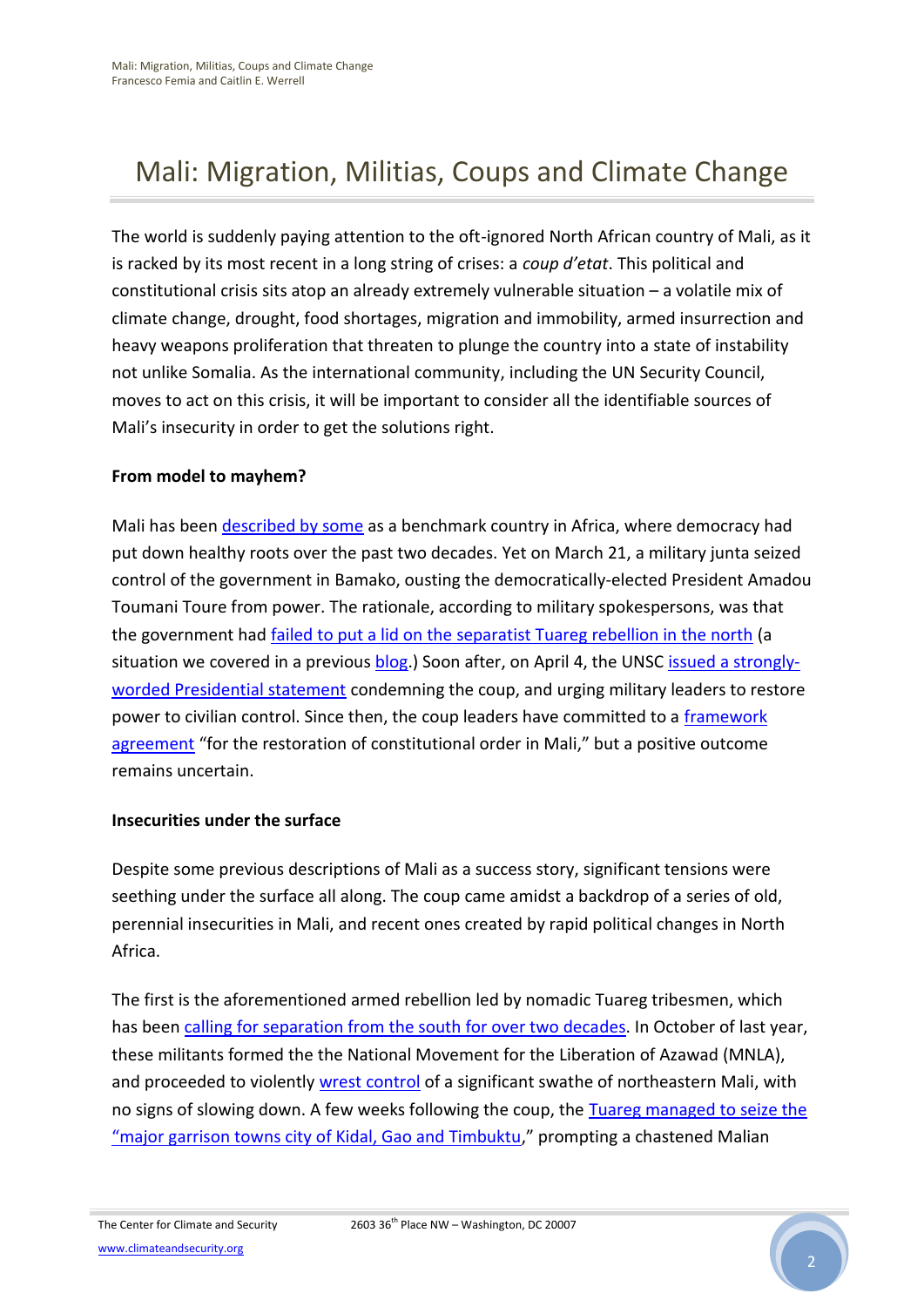# Mali: Migration, Militias, Coups and Climate Change

The world is suddenly paying attention to the oft-ignored North African country of Mali, as it is racked by its most recent in a long string of crises: a *coup d'etat*. This political and constitutional crisis sits atop an already extremely vulnerable situation – a volatile mix of climate change, drought, food shortages, migration and immobility, armed insurrection and heavy weapons proliferation that threaten to plunge the country into a state of instability not unlike Somalia. As the international community, including the UN Security Council, moves to act on this crisis, it will be important to consider all the identifiable sources of Mali's insecurity in order to get the solutions right.

**From model to mayhem?**

Mali has been described by some as a benchmark country in Africa, where democracy had put down healthy roots over the past two decades. Yet on March 21, a military junta seized control of the government in Bamako, ousting the democratically-elected President Amadou Toumani Toure from power. The rationale, according to military spokespersons, was that the government had failed to put a lid on the separatist Tuareg rebellion in the north (a situation we covered in a previous blog.) Soon after, on April 4, the UNSC issued a strongly-worded Presidential statement condemning the coup, and urging military leaders to restore power to civilian control. Since then, the coup leaders have committed to a framework agreement "for the restoration of constitutional order in Mali," but a positive outcome remains uncertain.

**Insecurities under the surface**

Despite some previous descriptions of Mali as a success story, significant tensions were seething under the surface all along. The coup came amidst a backdrop of a series of old, perennial insecurities in Mali, and recent ones created by rapid political changes in North Africa.

The first is the aforementioned armed rebellion led by nomadic Tuareg tribesmen, which has been calling for separation from the south for over two decades. In October of last year, these militants formed the the National Movement for the Liberation of Azawad (MNLA), and proceeded to violently wrest control of a significant swathe of northeastern Mali, with no signs of slowing down. A few weeks following the coup, the Tuareg managed to seize the "major garrison towns city of Kidal, Gao and Timbuktu," prompting a chastened Malian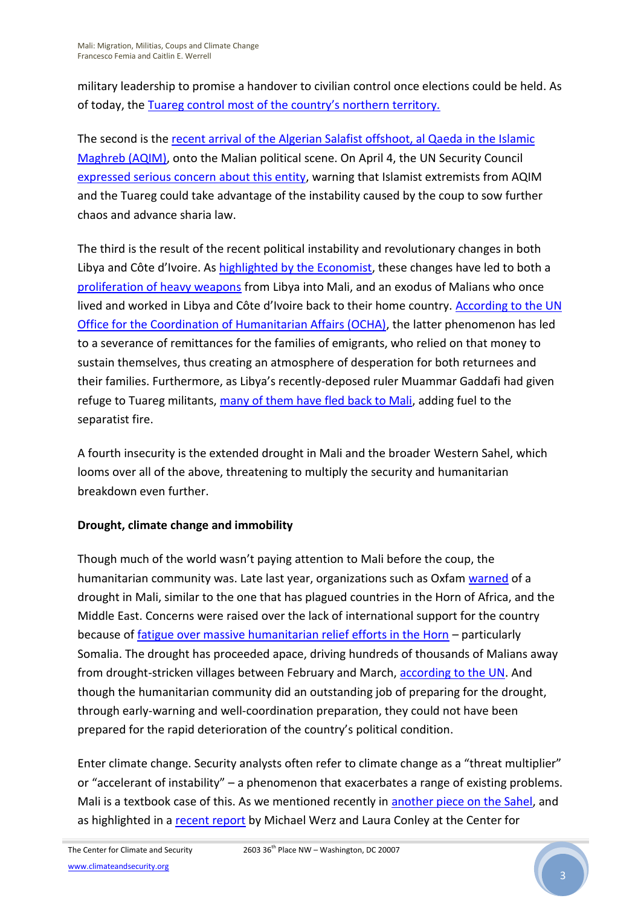military leadership to promise a handover to civilian control once elections could be held. As of today, the Tuareg control most of the country's northern territory.

The second is the recent arrival of the Algerian Salafist offshoot, al Qaeda in the Islamic Maghreb (AQIM), onto the Malian political scene. On April 4, the UN Security Council expressed serious concern about this entity, warning that Islamist extremists from AQIM and the Tuareg could take advantage of the instability caused by the coup to sow further chaos and advance sharia law.

The third is the result of the recent political instability and revolutionary changes in both Libya and Côte d'Ivoire. As highlighted by the Economist, these changes have led to both a proliferation of heavy weapons from Libya into Mali, and an exodus of Malians who once lived and worked in Libya and Côte d'Ivoire back to their home country. According to the UN Office for the Coordination of Humanitarian Affairs (OCHA), the latter phenomenon has led to a severance of remittances for the families of emigrants, who relied on that money to sustain themselves, thus creating an atmosphere of desperation for both returnees and their families. Furthermore, as Libya's recently-deposed ruler Muammar Gaddafi had given refuge to Tuareg militants, many of them have fled back to Mali, adding fuel to the separatist fire.

A fourth insecurity is the extended drought in Mali and the broader Western Sahel, which looms over all of the above, threatening to multiply the security and humanitarian breakdown even further.

**Drought, climate change and immobility**

Though much of the world wasn't paying attention to Mali before the coup, the humanitarian community was. Late last year, organizations such as Oxfam warned of a drought in Mali, similar to the one that has plagued countries in the Horn of Africa, and the Middle East. Concerns were raised over the lack of international support for the country because of fatigue over massive humanitarian relief efforts in the Horn – particularly Somalia. The drought has proceeded apace, driving hundreds of thousands of Malians away from drought-stricken villages between February and March, according to the UN. And though the humanitarian community did an outstanding job of preparing for the drought, through early-warning and well-coordination preparation, they could not have been prepared for the rapid deterioration of the country's political condition.

Enter climate change. Security analysts often refer to climate change as a "threat multiplier" or "accelerant of instability" – a phenomenon that exacerbates a range of existing problems. Mali is a textbook case of this. As we mentioned recently in another piece on the Sahel, and as highlighted in a recent report by Michael Werz and Laura Conley at the Center for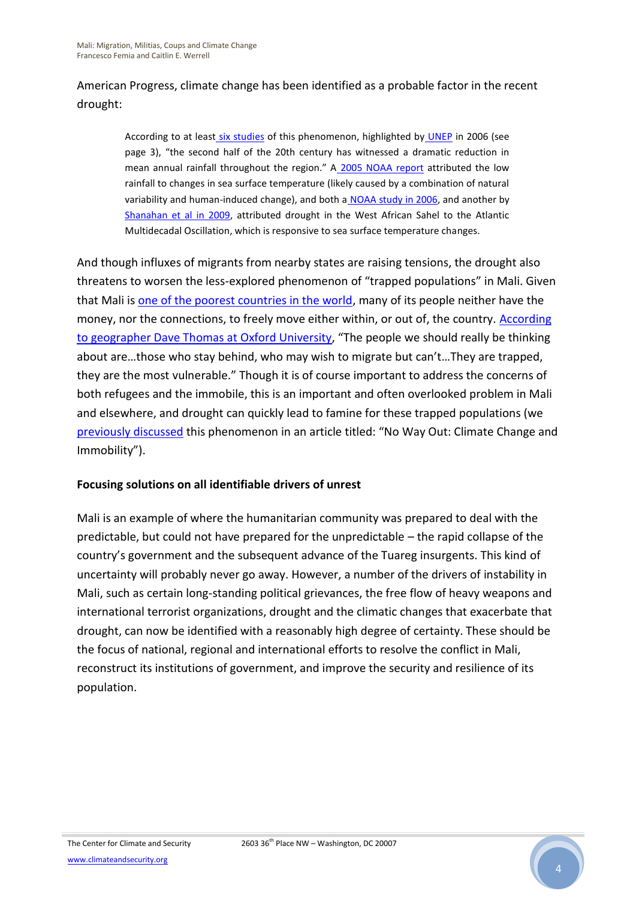American Progress, climate change has been identified as a probable factor in the recent drought:

> According to at least six studies of this phenomenon, highlighted by UNEP in 2006 (see page 3), "the second half of the 20th century has witnessed a dramatic reduction in mean annual rainfall throughout the region." A 2005 NOAA report attributed the low rainfall to changes in sea surface temperature (likely caused by a combination of natural variability and human-induced change), and both a NOAA study in 2006, and another by Shanahan et al in 2009, attributed drought in the West African Sahel to the Atlantic Multidecadal Oscillation, which is responsive to sea surface temperature changes.

And though influxes of migrants from nearby states are raising tensions, the drought also threatens to worsen the less-explored phenomenon of "trapped populations" in Mali. Given that Mali is one of the poorest countries in the world, many of its people neither have the money, nor the connections, to freely move either within, or out of, the country. According to geographer Dave Thomas at Oxford University, "The people we should really be thinking about are…those who stay behind, who may wish to migrate but can't…They are trapped, they are the most vulnerable." Though it is of course important to address the concerns of both refugees and the immobile, this is an important and often overlooked problem in Mali and elsewhere, and drought can quickly lead to famine for these trapped populations (we previously discussed this phenomenon in an article titled: "No Way Out: Climate Change and Immobility").

**Focusing solutions on all identifiable drivers of unrest**

Mali is an example of where the humanitarian community was prepared to deal with the predictable, but could not have prepared for the unpredictable – the rapid collapse of the country's government and the subsequent advance of the Tuareg insurgents. This kind of uncertainty will probably never go away. However, a number of the drivers of instability in Mali, such as certain long-standing political grievances, the free flow of heavy weapons and international terrorist organizations, drought and the climatic changes that exacerbate that drought, can now be identified with a reasonably high degree of certainty. These should be the focus of national, regional and international efforts to resolve the conflict in Mali, reconstruct its institutions of government, and improve the security and resilience of its population.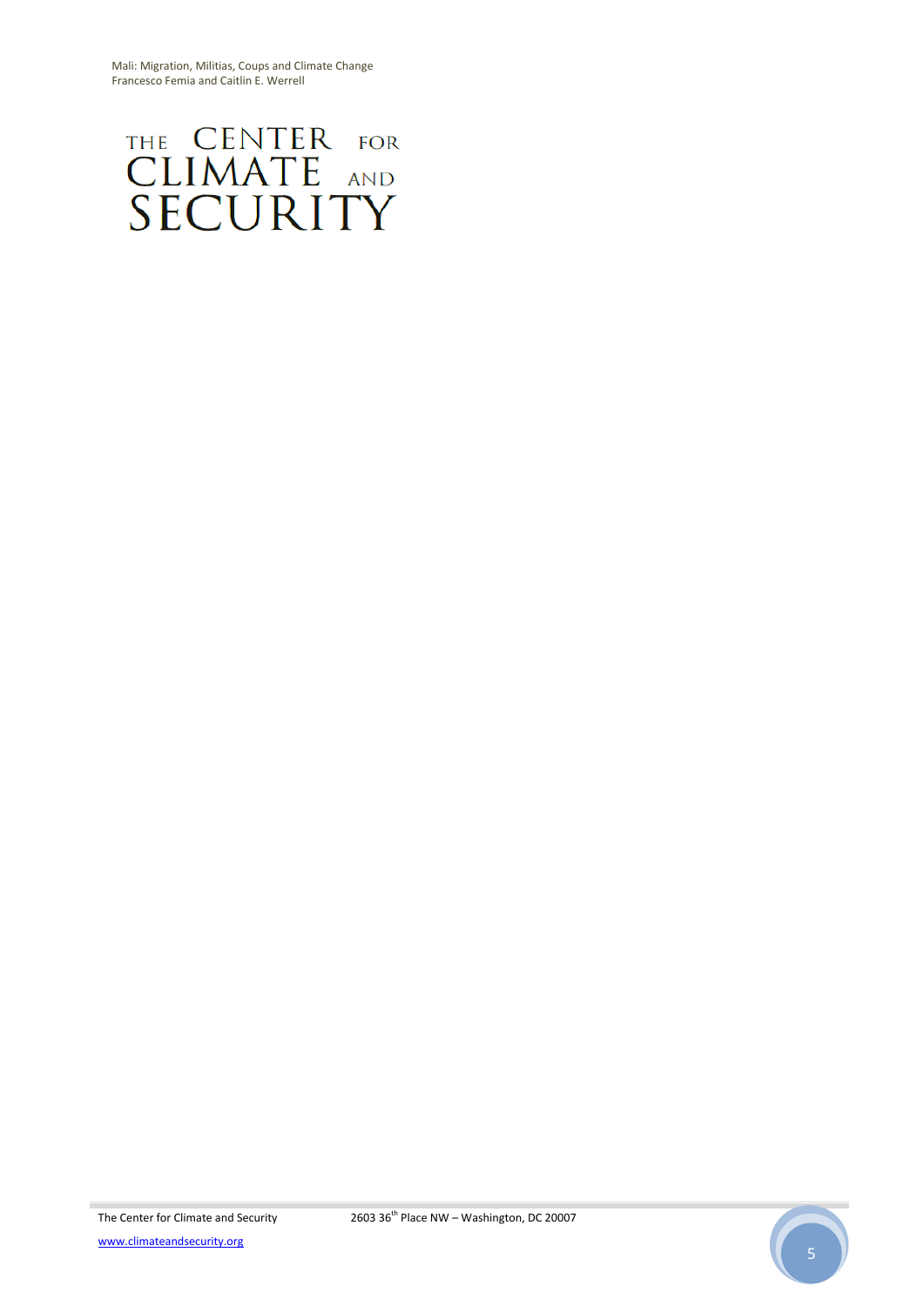THE CENTER FOR CLIMATE AND SECURITY